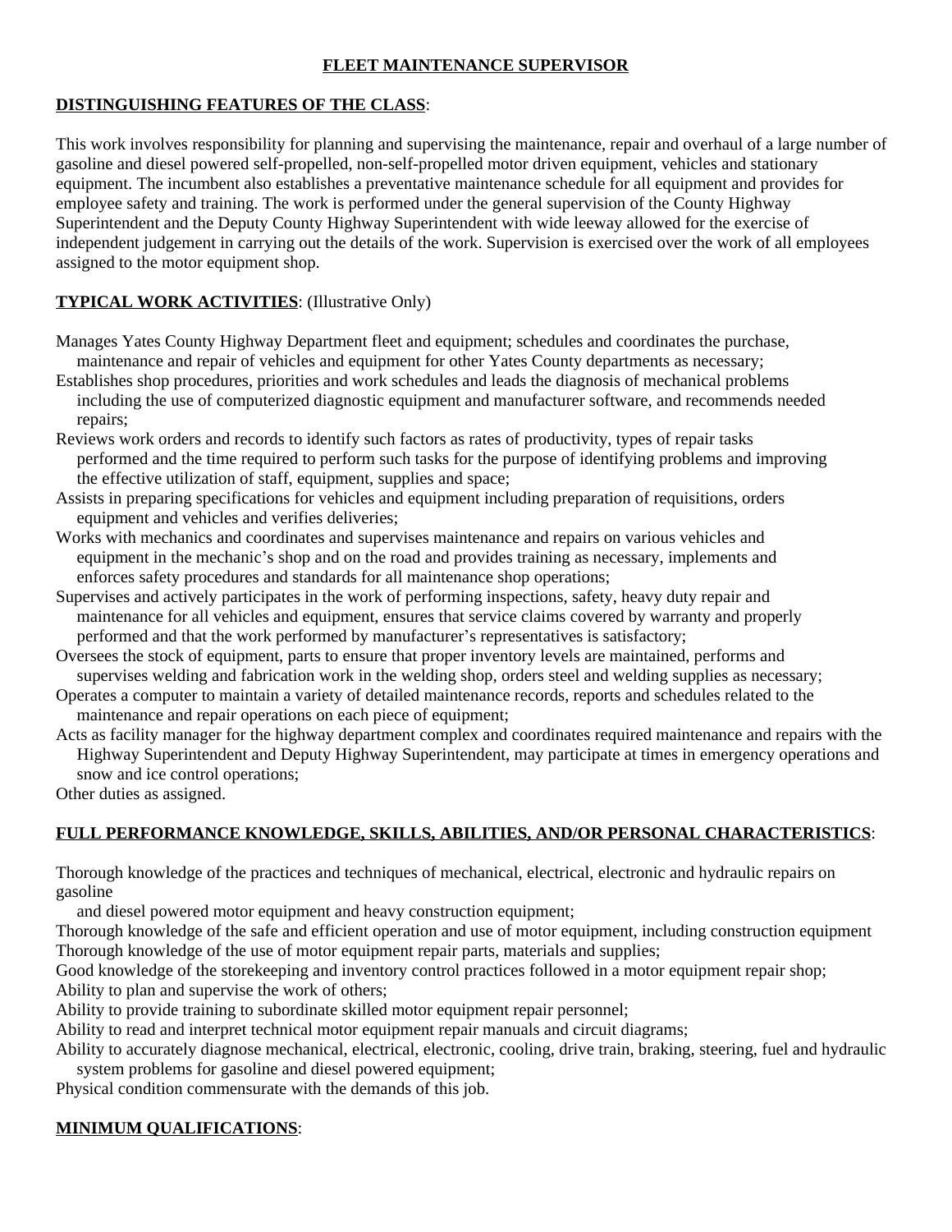# FLEET MAINTENANCE SUPERVISOR

## DISTINGUISHING FEATURES OF THE CLASS:

This work involves responsibility for planning and supervising the maintenance, repair and overhaul of a large number of gasoline and diesel powered self-propelled, non-self-propelled motor driven equipment, vehicles and stationary equipment. The incumbent also establishes a preventative maintenance schedule for all equipment and provides for employee safety and training. The work is performed under the general supervision of the County Highway Superintendent and the Deputy County Highway Superintendent with wide leeway allowed for the exercise of independent judgement in carrying out the details of the work. Supervision is exercised over the work of all employees assigned to the motor equipment shop.

## TYPICAL WORK ACTIVITIES: (Illustrative Only)

Manages Yates County Highway Department fleet and equipment; schedules and coordinates the purchase, maintenance and repair of vehicles and equipment for other Yates County departments as necessary;

Establishes shop procedures, priorities and work schedules and leads the diagnosis of mechanical problems including the use of computerized diagnostic equipment and manufacturer software, and recommends needed repairs;

Reviews work orders and records to identify such factors as rates of productivity, types of repair tasks performed and the time required to perform such tasks for the purpose of identifying problems and improving the effective utilization of staff, equipment, supplies and space;

Assists in preparing specifications for vehicles and equipment including preparation of requisitions, orders equipment and vehicles and verifies deliveries;

Works with mechanics and coordinates and supervises maintenance and repairs on various vehicles and equipment in the mechanic's shop and on the road and provides training as necessary, implements and enforces safety procedures and standards for all maintenance shop operations;

Supervises and actively participates in the work of performing inspections, safety, heavy duty repair and maintenance for all vehicles and equipment, ensures that service claims covered by warranty and properly performed and that the work performed by manufacturer's representatives is satisfactory;

Oversees the stock of equipment, parts to ensure that proper inventory levels are maintained, performs and supervises welding and fabrication work in the welding shop, orders steel and welding supplies as necessary;

Operates a computer to maintain a variety of detailed maintenance records, reports and schedules related to the maintenance and repair operations on each piece of equipment;

Acts as facility manager for the highway department complex and coordinates required maintenance and repairs with the Highway Superintendent and Deputy Highway Superintendent, may participate at times in emergency operations and snow and ice control operations;

Other duties as assigned.

## FULL PERFORMANCE KNOWLEDGE, SKILLS, ABILITIES, AND/OR PERSONAL CHARACTERISTICS:

Thorough knowledge of the practices and techniques of mechanical, electrical, electronic and hydraulic repairs on gasoline and diesel powered motor equipment and heavy construction equipment;

Thorough knowledge of the safe and efficient operation and use of motor equipment, including construction equipment

Thorough knowledge of the use of motor equipment repair parts, materials and supplies;

Good knowledge of the storekeeping and inventory control practices followed in a motor equipment repair shop;

Ability to plan and supervise the work of others;

Ability to provide training to subordinate skilled motor equipment repair personnel;

Ability to read and interpret technical motor equipment repair manuals and circuit diagrams;

Ability to accurately diagnose mechanical, electrical, electronic, cooling, drive train, braking, steering, fuel and hydraulic system problems for gasoline and diesel powered equipment;

Physical condition commensurate with the demands of this job.

## MINIMUM QUALIFICATIONS: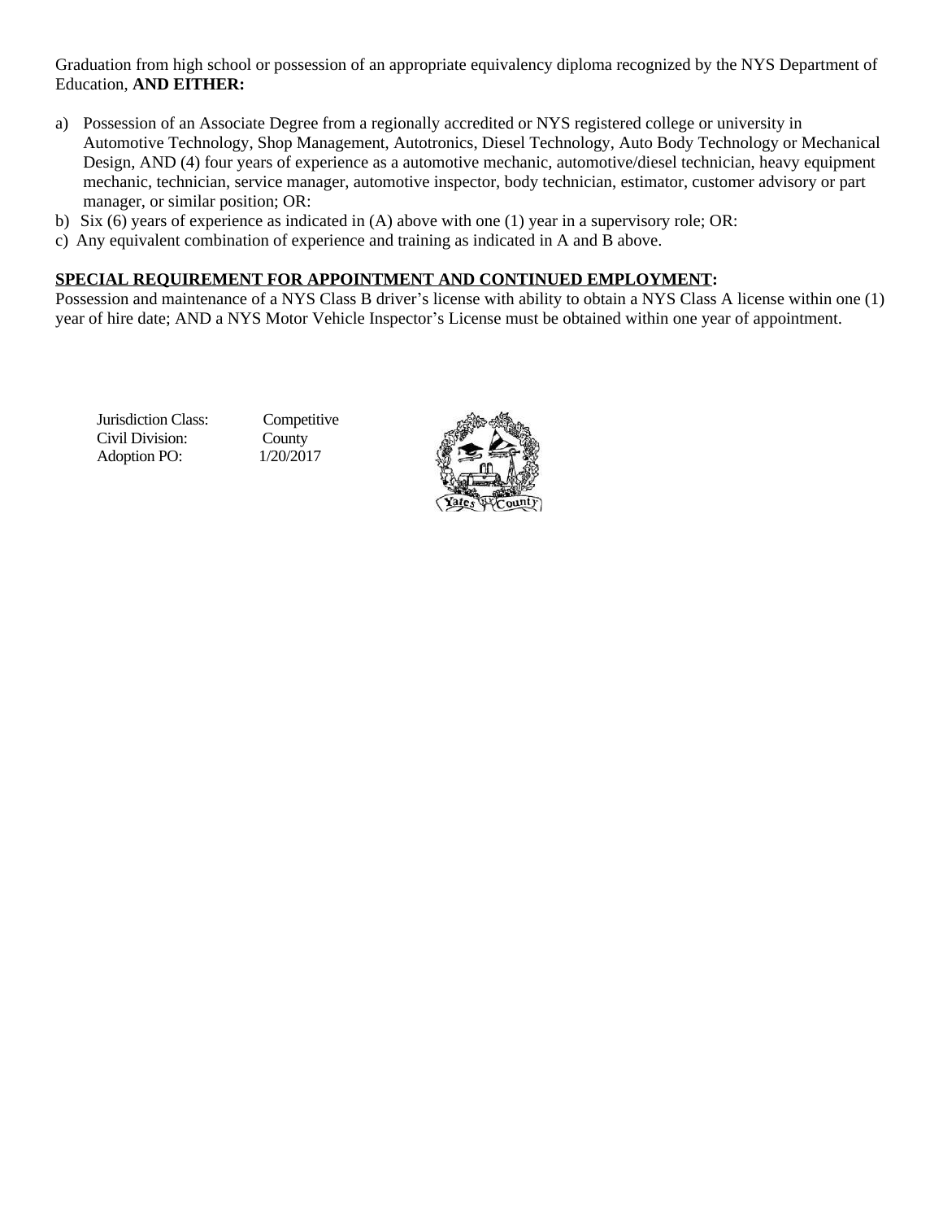Graduation from high school or possession of an appropriate equivalency diploma recognized by the NYS Department of Education, **AND EITHER:**

a) Possession of an Associate Degree from a regionally accredited or NYS registered college or university in Automotive Technology, Shop Management, Autotronics, Diesel Technology, Auto Body Technology or Mechanical Design, AND (4) four years of experience as a automotive mechanic, automotive/diesel technician, heavy equipment mechanic, technician, service manager, automotive inspector, body technician, estimator, customer advisory or part manager, or similar position; OR:

b) Six (6) years of experience as indicated in (A) above with one (1) year in a supervisory role; OR:

c) Any equivalent combination of experience and training as indicated in A and B above.

**SPECIAL REQUIREMENT FOR APPOINTMENT AND CONTINUED EMPLOYMENT:**

Possession and maintenance of a NYS Class B driver's license with ability to obtain a NYS Class A license within one (1) year of hire date; AND a NYS Motor Vehicle Inspector's License must be obtained within one year of appointment.

Jurisdiction Class: Competitive
Civil Division: County
Adoption PO: 1/20/2017